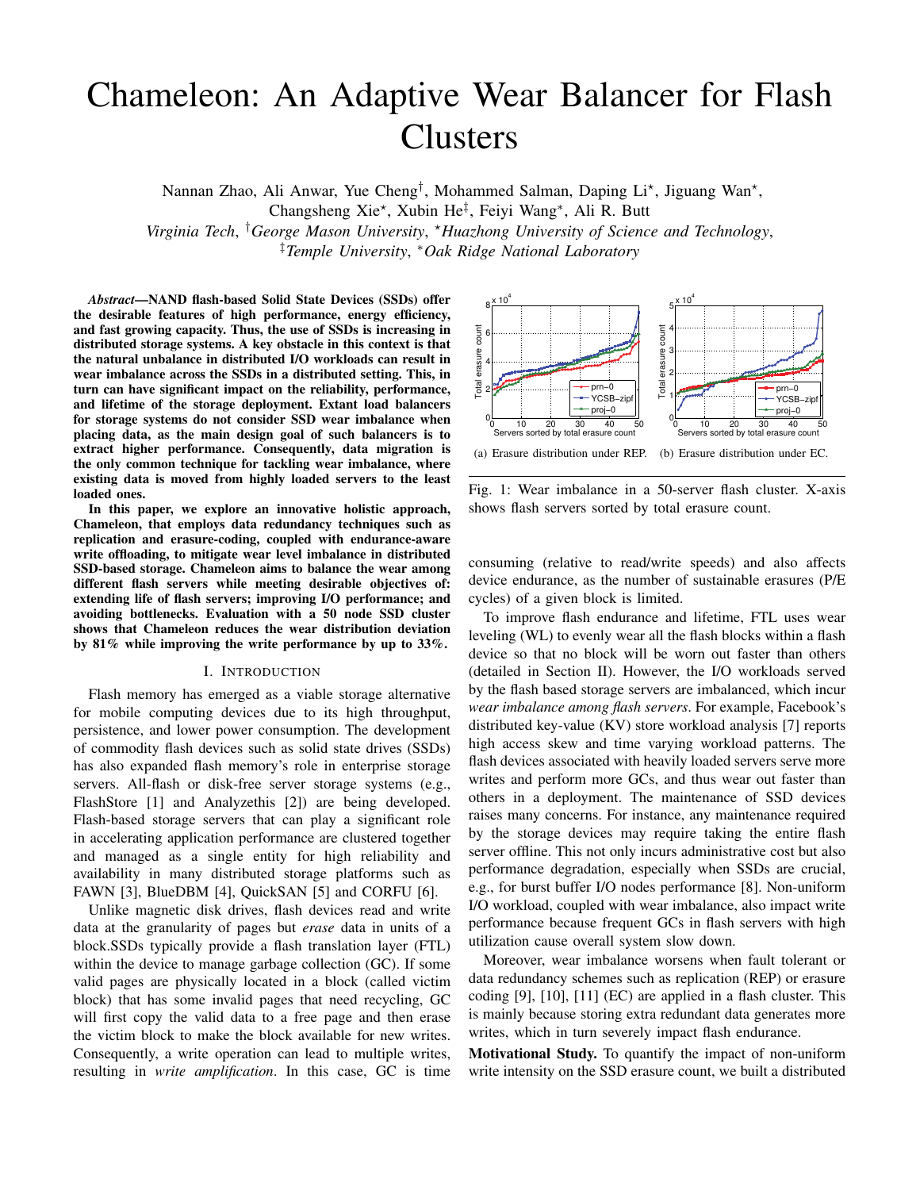# Chameleon: An Adaptive Wear Balancer for Flash Clusters

Nannan Zhao, Ali Anwar, Yue Cheng[†], Mohammed Salman, Daping Li[⋆], Jiguang Wan[⋆], Changsheng Xie[⋆], Xubin He[‡], Feiyi Wang[*], Ali R. Butt

*Virginia Tech*, [†]*George Mason University*, [⋆]*Huazhong University of Science and Technology*, [‡]*Temple University*, [*]*Oak Ridge National Laboratory*

***Abstract*—NAND flash-based Solid State Devices (SSDs) offer the desirable features of high performance, energy efficiency, and fast growing capacity. Thus, the use of SSDs is increasing in distributed storage systems. A key obstacle in this context is that the natural unbalance in distributed I/O workloads can result in wear imbalance across the SSDs in a distributed setting. This, in turn can have significant impact on the reliability, performance, and lifetime of the storage deployment. Extant load balancers for storage systems do not consider SSD wear imbalance when placing data, as the main design goal of such balancers is to extract higher performance. Consequently, data migration is the only common technique for tackling wear imbalance, where existing data is moved from highly loaded servers to the least loaded ones.**

**In this paper, we explore an innovative holistic approach, Chameleon, that employs data redundancy techniques such as replication and erasure-coding, coupled with endurance-aware write offloading, to mitigate wear level imbalance in distributed SSD-based storage. Chameleon aims to balance the wear among different flash servers while meeting desirable objectives of: extending life of flash servers; improving I/O performance; and avoiding bottlenecks. Evaluation with a 50 node SSD cluster shows that Chameleon reduces the wear distribution deviation by 81% while improving the write performance by up to 33%.**

## I. Introduction

Flash memory has emerged as a viable storage alternative for mobile computing devices due to its high throughput, persistence, and lower power consumption. The development of commodity flash devices such as solid state drives (SSDs) has also expanded flash memory's role in enterprise storage servers. All-flash or disk-free server storage systems (e.g., FlashStore [1] and Analyzethis [2]) are being developed. Flash-based storage servers that can play a significant role in accelerating application performance are clustered together and managed as a single entity for high reliability and availability in many distributed storage platforms such as FAWN [3], BlueDBM [4], QuickSAN [5] and CORFU [6].

Unlike magnetic disk drives, flash devices read and write data at the granularity of pages but *erase* data in units of a block.SSDs typically provide a flash translation layer (FTL) within the device to manage garbage collection (GC). If some valid pages are physically located in a block (called victim block) that has some invalid pages that need recycling, GC will first copy the valid data to a free page and then erase the victim block to make the block available for new writes. Consequently, a write operation can lead to multiple writes, resulting in *write amplification*. In this case, GC is time consuming (relative to read/write speeds) and also affects device endurance, as the number of sustainable erasures (P/E cycles) of a given block is limited.

(a) Erasure distribution under REP. (b) Erasure distribution under EC.

Fig. 1: Wear imbalance in a 50-server flash cluster. X-axis shows flash servers sorted by total erasure count.

To improve flash endurance and lifetime, FTL uses wear leveling (WL) to evenly wear all the flash blocks within a flash device so that no block will be worn out faster than others (detailed in Section II). However, the I/O workloads served by the flash based storage servers are imbalanced, which incur *wear imbalance among flash servers*. For example, Facebook's distributed key-value (KV) store workload analysis [7] reports high access skew and time varying workload patterns. The flash devices associated with heavily loaded servers serve more writes and perform more GCs, and thus wear out faster than others in a deployment. The maintenance of SSD devices raises many concerns. For instance, any maintenance required by the storage devices may require taking the entire flash server offline. This not only incurs administrative cost but also performance degradation, especially when SSDs are crucial, e.g., for burst buffer I/O nodes performance [8]. Non-uniform I/O workload, coupled with wear imbalance, also impact write performance because frequent GCs in flash servers with high utilization cause overall system slow down.

Moreover, wear imbalance worsens when fault tolerant or data redundancy schemes such as replication (REP) or erasure coding [9], [10], [11] (EC) are applied in a flash cluster. This is mainly because storing extra redundant data generates more writes, which in turn severely impact flash endurance.

**Motivational Study.** To quantify the impact of non-uniform write intensity on the SSD erasure count, we built a distributed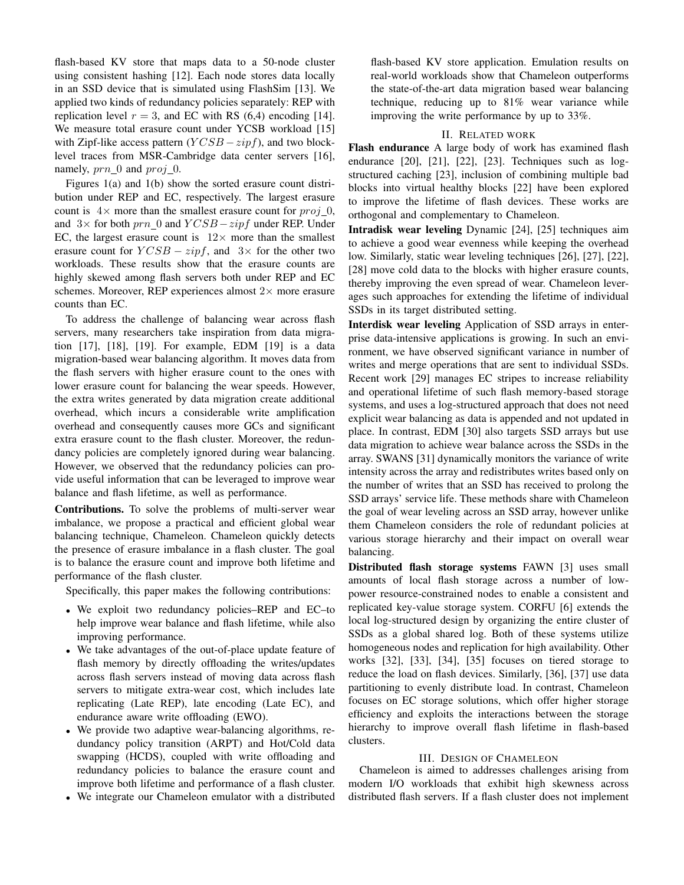flash-based KV store that maps data to a 50-node cluster using consistent hashing [12]. Each node stores data locally in an SSD device that is simulated using FlashSim [13]. We applied two kinds of redundancy policies separately: REP with replication level $r = 3$, and EC with RS (6,4) encoding [14]. We measure total erasure count under YCSB workload [15] with Zipf-like access pattern ($YCSB-zipf$), and two block-level traces from MSR-Cambridge data center servers [16], namely, $prn\_0$ and $proj\_0$.

Figures 1(a) and 1(b) show the sorted erasure count distribution under REP and EC, respectively. The largest erasure count is $4\times$ more than the smallest erasure count for $proj\_0$, and $3\times$ for both $prn\_0$ and $YCSB-zipf$ under REP. Under EC, the largest erasure count is $12\times$ more than the smallest erasure count for $YCSB-zipf$, and $3\times$ for the other two workloads. These results show that the erasure counts are highly skewed among flash servers both under REP and EC schemes. Moreover, REP experiences almost $2\times$ more erasure counts than EC.

To address the challenge of balancing wear across flash servers, many researchers take inspiration from data migration [17], [18], [19]. For example, EDM [19] is a data migration-based wear balancing algorithm. It moves data from the flash servers with higher erasure count to the ones with lower erasure count for balancing the wear speeds. However, the extra writes generated by data migration create additional overhead, which incurs a considerable write amplification overhead and consequently causes more GCs and significant extra erasure count to the flash cluster. Moreover, the redundancy policies are completely ignored during wear balancing. However, we observed that the redundancy policies can provide useful information that can be leveraged to improve wear balance and flash lifetime, as well as performance.

**Contributions.** To solve the problems of multi-server wear imbalance, we propose a practical and efficient global wear balancing technique, Chameleon. Chameleon quickly detects the presence of erasure imbalance in a flash cluster. The goal is to balance the erasure count and improve both lifetime and performance of the flash cluster.

Specifically, this paper makes the following contributions:

- We exploit two redundancy policies–REP and EC–to help improve wear balance and flash lifetime, while also improving performance.
- We take advantages of the out-of-place update feature of flash memory by directly offloading the writes/updates across flash servers instead of moving data across flash servers to mitigate extra-wear cost, which includes late replicating (Late REP), late encoding (Late EC), and endurance aware write offloading (EWO).
- We provide two adaptive wear-balancing algorithms, redundancy policy transition (ARPT) and Hot/Cold data swapping (HCDS), coupled with write offloading and redundancy policies to balance the erasure count and improve both lifetime and performance of a flash cluster.
- We integrate our Chameleon emulator with a distributed flash-based KV store application. Emulation results on real-world workloads show that Chameleon outperforms the state-of-the-art data migration based wear balancing technique, reducing up to 81% wear variance while improving the write performance by up to 33%.

## II. Related work

**Flash endurance** A large body of work has examined flash endurance [20], [21], [22], [23]. Techniques such as log-structured caching [23], inclusion of combining multiple bad blocks into virtual healthy blocks [22] have been explored to improve the lifetime of flash devices. These works are orthogonal and complementary to Chameleon.

**Intradisk wear leveling** Dynamic [24], [25] techniques aim to achieve a good wear evenness while keeping the overhead low. Similarly, static wear leveling techniques [26], [27], [22], [28] move cold data to the blocks with higher erasure counts, thereby improving the even spread of wear. Chameleon leverages such approaches for extending the lifetime of individual SSDs in its target distributed setting.

**Interdisk wear leveling** Application of SSD arrays in enterprise data-intensive applications is growing. In such an environment, we have observed significant variance in number of writes and merge operations that are sent to individual SSDs. Recent work [29] manages EC stripes to increase reliability and operational lifetime of such flash memory-based storage systems, and uses a log-structured approach that does not need explicit wear balancing as data is appended and not updated in place. In contrast, EDM [30] also targets SSD arrays but use data migration to achieve wear balance across the SSDs in the array. SWANS [31] dynamically monitors the variance of write intensity across the array and redistributes writes based only on the number of writes that an SSD has received to prolong the SSD arrays' service life. These methods share with Chameleon the goal of wear leveling across an SSD array, however unlike them Chameleon considers the role of redundant policies at various storage hierarchy and their impact on overall wear balancing.

**Distributed flash storage systems** FAWN [3] uses small amounts of local flash storage across a number of low-power resource-constrained nodes to enable a consistent and replicated key-value storage system. CORFU [6] extends the local log-structured design by organizing the entire cluster of SSDs as a global shared log. Both of these systems utilize homogeneous nodes and replication for high availability. Other works [32], [33], [34], [35] focuses on tiered storage to reduce the load on flash devices. Similarly, [36], [37] use data partitioning to evenly distribute load. In contrast, Chameleon focuses on EC storage solutions, which offer higher storage efficiency and exploits the interactions between the storage hierarchy to improve overall flash lifetime in flash-based clusters.

## III. Design of Chameleon

Chameleon is aimed to addresses challenges arising from modern I/O workloads that exhibit high skewness across distributed flash servers. If a flash cluster does not implement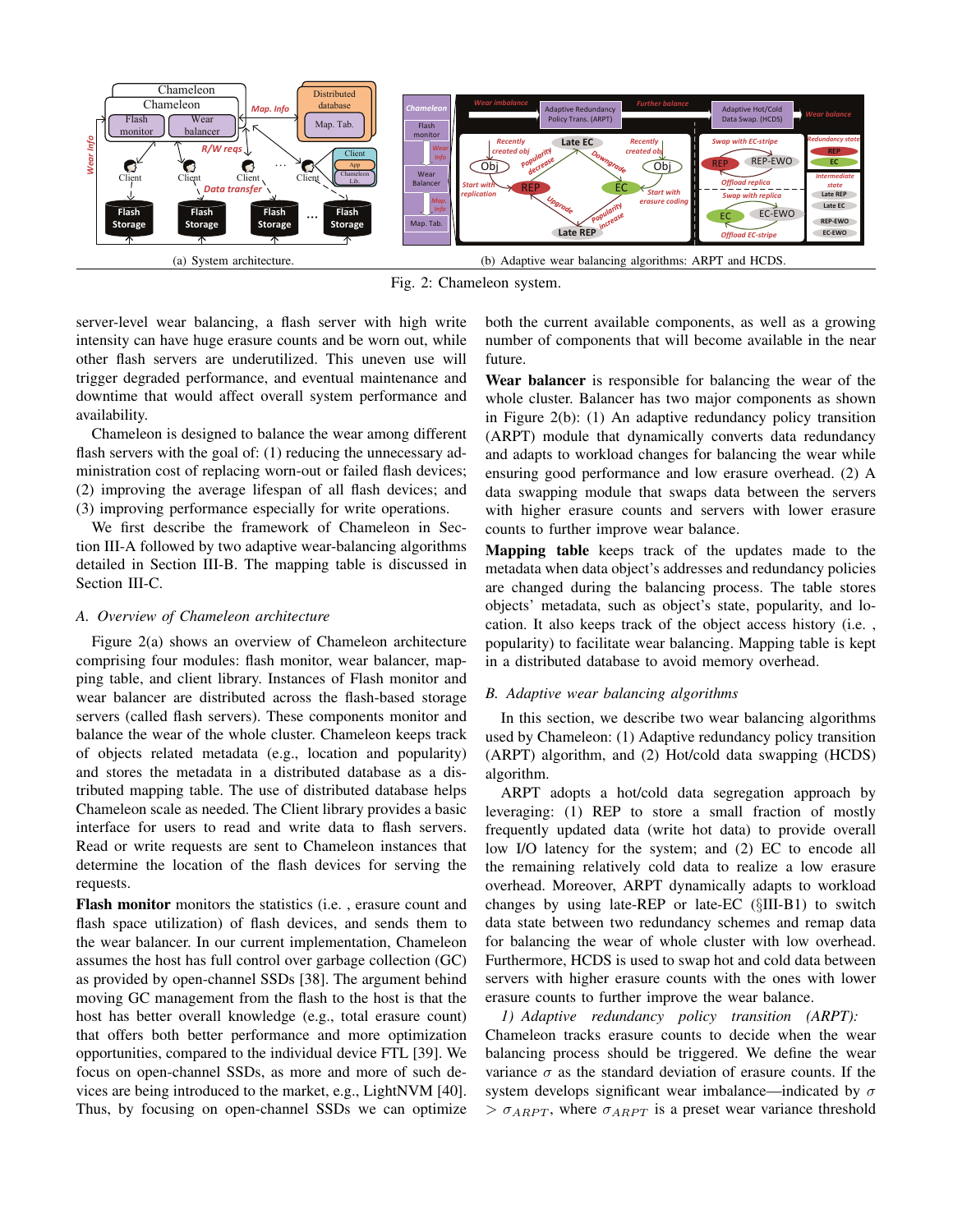(a) System architecture.

(b) Adaptive wear balancing algorithms: ARPT and HCDS.

Fig. 2: Chameleon system.

server-level wear balancing, a flash server with high write intensity can have huge erasure counts and be worn out, while other flash servers are underutilized. This uneven use will trigger degraded performance, and eventual maintenance and downtime that would affect overall system performance and availability.

Chameleon is designed to balance the wear among different flash servers with the goal of: (1) reducing the unnecessary administration cost of replacing worn-out or failed flash devices; (2) improving the average lifespan of all flash devices; and (3) improving performance especially for write operations.

We first describe the framework of Chameleon in Section III-A followed by two adaptive wear-balancing algorithms detailed in Section III-B. The mapping table is discussed in Section III-C.

### *A. Overview of Chameleon architecture*

Figure 2(a) shows an overview of Chameleon architecture comprising four modules: flash monitor, wear balancer, mapping table, and client library. Instances of Flash monitor and wear balancer are distributed across the flash-based storage servers (called flash servers). These components monitor and balance the wear of the whole cluster. Chameleon keeps track of objects related metadata (e.g., location and popularity) and stores the metadata in a distributed database as a distributed mapping table. The use of distributed database helps Chameleon scale as needed. The Client library provides a basic interface for users to read and write data to flash servers. Read or write requests are sent to Chameleon instances that determine the location of the flash devices for serving the requests.

**Flash monitor** monitors the statistics (i.e. , erasure count and flash space utilization) of flash devices, and sends them to the wear balancer. In our current implementation, Chameleon assumes the host has full control over garbage collection (GC) as provided by open-channel SSDs [38]. The argument behind moving GC management from the flash to the host is that the host has better overall knowledge (e.g., total erasure count) that offers both better performance and more optimization opportunities, compared to the individual device FTL [39]. We focus on open-channel SSDs, as more and more of such devices are being introduced to the market, e.g., LightNVM [40]. Thus, by focusing on open-channel SSDs we can optimize both the current available components, as well as a growing number of components that will become available in the near future.

**Wear balancer** is responsible for balancing the wear of the whole cluster. Balancer has two major components as shown in Figure 2(b): (1) An adaptive redundancy policy transition (ARPT) module that dynamically converts data redundancy and adapts to workload changes for balancing the wear while ensuring good performance and low erasure overhead. (2) A data swapping module that swaps data between the servers with higher erasure counts and servers with lower erasure counts to further improve wear balance.

**Mapping table** keeps track of the updates made to the metadata when data object's addresses and redundancy policies are changed during the balancing process. The table stores objects' metadata, such as object's state, popularity, and location. It also keeps track of the object access history (i.e. , popularity) to facilitate wear balancing. Mapping table is kept in a distributed database to avoid memory overhead.

### *B. Adaptive wear balancing algorithms*

In this section, we describe two wear balancing algorithms used by Chameleon: (1) Adaptive redundancy policy transition (ARPT) algorithm, and (2) Hot/cold data swapping (HCDS) algorithm.

ARPT adopts a hot/cold data segregation approach by leveraging: (1) REP to store a small fraction of mostly frequently updated data (write hot data) to provide overall low I/O latency for the system; and (2) EC to encode all the remaining relatively cold data to realize a low erasure overhead. Moreover, ARPT dynamically adapts to workload changes by using late-REP or late-EC (§III-B1) to switch data state between two redundancy schemes and remap data for balancing the wear of whole cluster with low overhead. Furthermore, HCDS is used to swap hot and cold data between servers with higher erasure counts with the ones with lower erasure counts to further improve the wear balance.

*1) Adaptive redundancy policy transition (ARPT):* Chameleon tracks erasure counts to decide when the wear balancing process should be triggered. We define the wear variance $\sigma$ as the standard deviation of erasure counts. If the system develops significant wear imbalance—indicated by $\sigma > \sigma_{ARPT}$, where $\sigma_{ARPT}$ is a preset wear variance threshold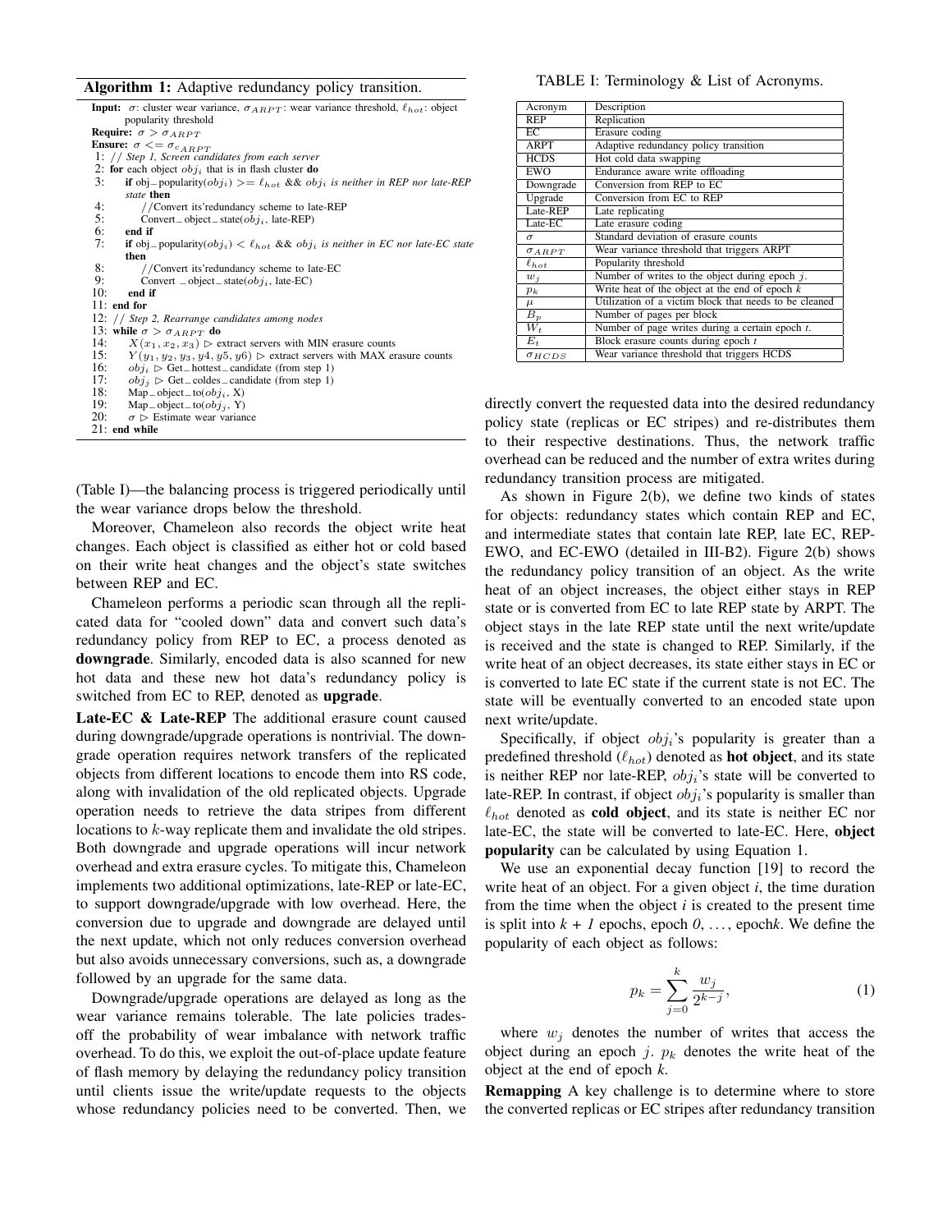**Algorithm 1:** Adaptive redundancy policy transition.

```
Input: σ: cluster wear variance, σ_ARPT: wear variance threshold, ℓ_hot: object
       popularity threshold
Require: σ > σ_ARPT
Ensure: σ <= σ_c_ARPT
 1: // Step 1, Screen candidates from each server
 2: for each object obj_i that is in flash cluster do
 3:    if obj_popularity(obj_i) >= ℓ_hot && obj_i is neither in REP nor late-REP
       state then
 4:       //Convert its'redundancy scheme to late-REP
 5:       Convert_object_state(obj_i, late-REP)
 6:    end if
 7:    if obj_popularity(obj_i) < ℓ_hot && obj_i is neither in EC nor late-EC state
       then
 8:       //Convert its'redundancy scheme to late-EC
 9:       Convert _object_state(obj_i, late-EC)
10:    end if
11: end for
12: // Step 2, Rearrange candidates among nodes
13: while σ > σ_ARPT do
14:    X(x1, x2, x3) ▷ extract servers with MIN erasure counts
15:    Y(y1, y2, y3, y4, y5, y6) ▷ extract servers with MAX erasure counts
16:    obj_i ▷ Get_hottest_candidate (from step 1)
17:    obj_j ▷ Get_coldes_candidate (from step 1)
18:    Map_object_to(obj_i, X)
19:    Map_object_to(obj_j, Y)
20:    σ ▷ Estimate wear variance
21: end while
```

(Table I)—the balancing process is triggered periodically until the wear variance drops below the threshold.

Moreover, Chameleon also records the object write heat changes. Each object is classified as either hot or cold based on their write heat changes and the object's state switches between REP and EC.

Chameleon performs a periodic scan through all the replicated data for "cooled down" data and convert such data's redundancy policy from REP to EC, a process denoted as **downgrade**. Similarly, encoded data is also scanned for new hot data and these new hot data's redundancy policy is switched from EC to REP, denoted as **upgrade**.

**Late-EC & Late-REP** The additional erasure count caused during downgrade/upgrade operations is nontrivial. The downgrade operation requires network transfers of the replicated objects from different locations to encode them into RS code, along with invalidation of the old replicated objects. Upgrade operation needs to retrieve the data stripes from different locations to $k$-way replicate them and invalidate the old stripes. Both downgrade and upgrade operations will incur network overhead and extra erasure cycles. To mitigate this, Chameleon implements two additional optimizations, late-REP or late-EC, to support downgrade/upgrade with low overhead. Here, the conversion due to upgrade and downgrade are delayed until the next update, which not only reduces conversion overhead but also avoids unnecessary conversions, such as, a downgrade followed by an upgrade for the same data.

Downgrade/upgrade operations are delayed as long as the wear variance remains tolerable. The late policies trades-off the probability of wear imbalance with network traffic overhead. To do this, we exploit the out-of-place update feature of flash memory by delaying the redundancy policy transition until clients issue the write/update requests to the objects whose redundancy policies need to be converted. Then, we directly convert the requested data into the desired redundancy policy state (replicas or EC stripes) and re-distributes them to their respective destinations. Thus, the network traffic overhead can be reduced and the number of extra writes during redundancy transition process are mitigated.

TABLE I: Terminology & List of Acronyms.

| Acronym | Description |
|---|---|
| REP | Replication |
| EC | Erasure coding |
| ARPT | Adaptive redundancy policy transition |
| HCDS | Hot cold data swapping |
| EWO | Endurance aware write offloading |
| Downgrade | Conversion from REP to EC |
| Upgrade | Conversion from EC to REP |
| Late-REP | Late replicating |
| Late-EC | Late erasure coding |
| $\sigma$ | Standard deviation of erasure counts |
| $\sigma_{ARPT}$ | Wear variance threshold that triggers ARPT |
| $\ell_{hot}$ | Popularity threshold |
| $w_j$ | Number of writes to the object during epoch $j$. |
| $p_k$ | Write heat of the object at the end of epoch $k$ |
| $\mu$ | Utilization of a victim block that needs to be cleaned |
| $B_p$ | Number of pages per block |
| $W_t$ | Number of page writes during a certain epoch $t$. |
| $E_t$ | Block erasure counts during epoch $t$ |
| $\sigma_{HCDS}$ | Wear variance threshold that triggers HCDS |

As shown in Figure 2(b), we define two kinds of states for objects: redundancy states which contain REP and EC, and intermediate states that contain late REP, late EC, REP-EWO, and EC-EWO (detailed in III-B2). Figure 2(b) shows the redundancy policy transition of an object. As the write heat of an object increases, the object either stays in REP state or is converted from EC to late REP state by ARPT. The object stays in the late REP state until the next write/update is received and the state is changed to REP. Similarly, if the write heat of an object decreases, its state either stays in EC or is converted to late EC state if the current state is not EC. The state will be eventually converted to an encoded state upon next write/update.

Specifically, if object $obj_i$'s popularity is greater than a predefined threshold ($\ell_{hot}$) denoted as **hot object**, and its state is neither REP nor late-REP, $obj_i$'s state will be converted to late-REP. In contrast, if object $obj_i$'s popularity is smaller than $\ell_{hot}$ denoted as **cold object**, and its state is neither EC nor late-EC, the state will be converted to late-EC. Here, **object popularity** can be calculated by using Equation 1.

We use an exponential decay function [19] to record the write heat of an object. For a given object *i*, the time duration from the time when the object *i* is created to the present time is split into *k + 1* epochs, epoch *0*, ..., epoch*k*. We define the popularity of each object as follows:

$$p_k = \sum_{j=0}^{k} \frac{w_j}{2^{k-j}}, \tag{1}$$

where $w_j$ denotes the number of writes that access the object during an epoch $j$. $p_k$ denotes the write heat of the object at the end of epoch $k$.

**Remapping** A key challenge is to determine where to store the converted replicas or EC stripes after redundancy transition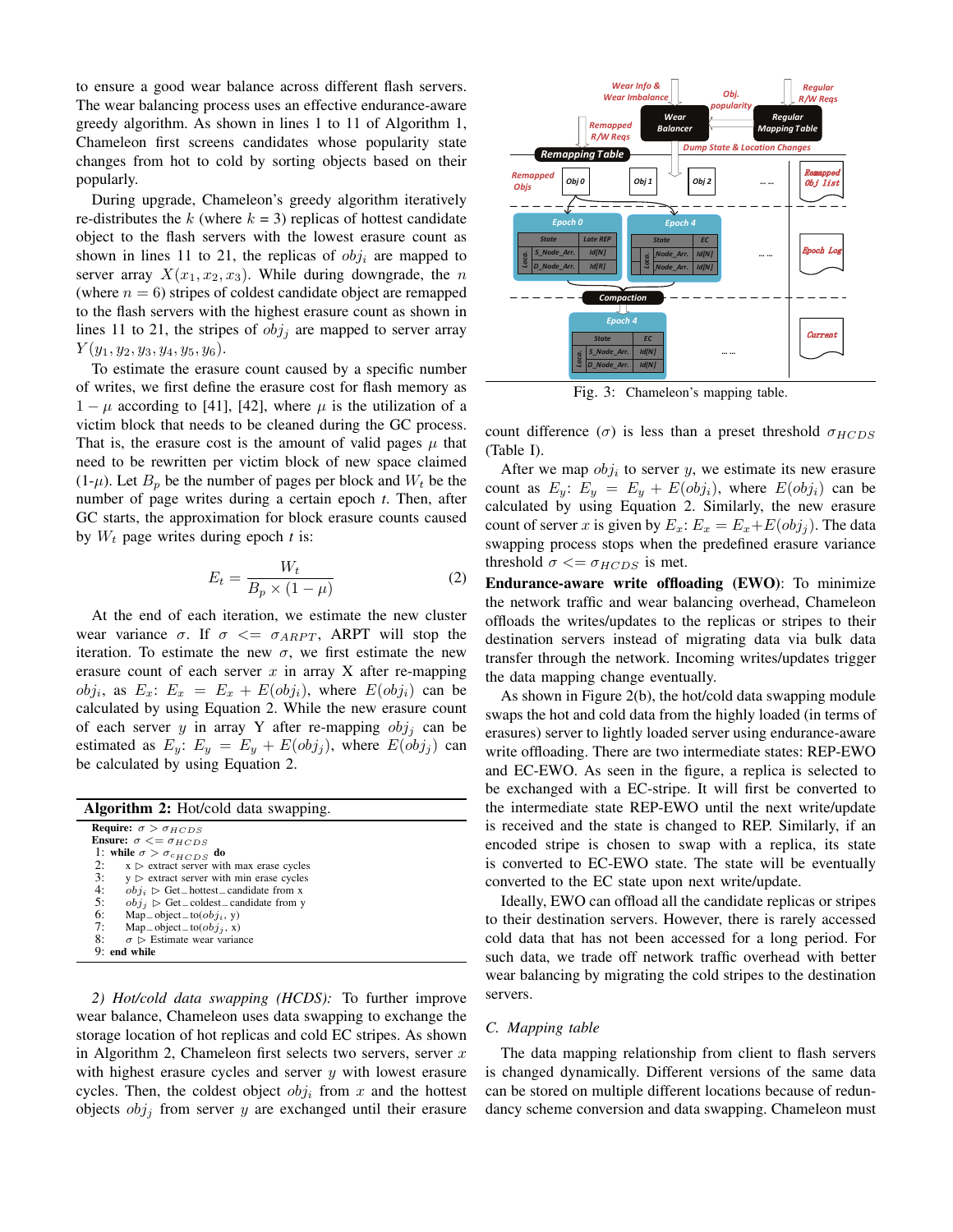to ensure a good wear balance across different flash servers. The wear balancing process uses an effective endurance-aware greedy algorithm. As shown in lines 1 to 11 of Algorithm 1, Chameleon first screens candidates whose popularity state changes from hot to cold by sorting objects based on their popularly.

During upgrade, Chameleon's greedy algorithm iteratively re-distributes the $k$ (where $k$ = 3) replicas of hottest candidate object to the flash servers with the lowest erasure count as shown in lines 11 to 21, the replicas of $obj_i$ are mapped to server array $X(x_1, x_2, x_3)$. While during downgrade, the $n$ (where $n = 6$) stripes of coldest candidate object are remapped to the flash servers with the highest erasure count as shown in lines 11 to 21, the stripes of $obj_j$ are mapped to server array $Y(y_1, y_2, y_3, y_4, y_5, y_6)$.

To estimate the erasure count caused by a specific number of writes, we first define the erasure cost for flash memory as $1 - \mu$ according to [41], [42], where $\mu$ is the utilization of a victim block that needs to be cleaned during the GC process. That is, the erasure cost is the amount of valid pages $\mu$ that need to be rewritten per victim block of new space claimed (1-$\mu$). Let $B_p$ be the number of pages per block and $W_t$ be the number of page writes during a certain epoch $t$. Then, after GC starts, the approximation for block erasure counts caused by $W_t$ page writes during epoch $t$ is:

$$E_t = \frac{W_t}{B_p \times (1 - \mu)} \tag{2}$$

At the end of each iteration, we estimate the new cluster wear variance $\sigma$. If $\sigma <= \sigma_{ARPT}$, ARPT will stop the iteration. To estimate the new $\sigma$, we first estimate the new erasure count of each server $x$ in array X after re-mapping $obj_i$, as $E_x$: $E_x = E_x + E(obj_i)$, where $E(obj_i)$ can be calculated by using Equation 2. While the new erasure count of each server $y$ in array Y after re-mapping $obj_j$ can be estimated as $E_y$: $E_y = E_y + E(obj_j)$, where $E(obj_j)$ can be calculated by using Equation 2.

**Algorithm 2:** Hot/cold data swapping.

```
Require: σ > σ_HCDS
Ensure: σ <= σ_HCDS
1: while σ > σ_cHCDS do
2:     x ▷ extract server with max erase cycles
3:     y ▷ extract server with min erase cycles
4:     obj_i ▷ Get_hottest_candidate from x
5:     obj_j ▷ Get_coldest_candidate from y
6:     Map_object_to(obj_i, y)
7:     Map_object_to(obj_j, x)
8:     σ ▷ Estimate wear variance
9: end while
```

*2) Hot/cold data swapping (HCDS):* To further improve wear balance, Chameleon uses data swapping to exchange the storage location of hot replicas and cold EC stripes. As shown in Algorithm 2, Chameleon first selects two servers, server $x$ with highest erasure cycles and server $y$ with lowest erasure cycles. Then, the coldest object $obj_i$ from $x$ and the hottest objects $obj_j$ from server $y$ are exchanged until their erasure count difference ($\sigma$) is less than a preset threshold $\sigma_{HCDS}$ (Table I).

After we map $obj_i$ to server $y$, we estimate its new erasure count as $E_y$: $E_y = E_y + E(obj_i)$, where $E(obj_i)$ can be calculated by using Equation 2. Similarly, the new erasure count of server $x$ is given by $E_x$: $E_x = E_x + E(obj_j)$. The data swapping process stops when the predefined erasure variance threshold $\sigma <= \sigma_{HCDS}$ is met.

**Endurance-aware write offloading (EWO)**: To minimize the network traffic and wear balancing overhead, Chameleon offloads the writes/updates to the replicas or stripes to their destination servers instead of migrating data via bulk data transfer through the network. Incoming writes/updates trigger the data mapping change eventually.

As shown in Figure 2(b), the hot/cold data swapping module swaps the hot and cold data from the highly loaded (in terms of erasures) server to lightly loaded server using endurance-aware write offloading. There are two intermediate states: REP-EWO and EC-EWO. As seen in the figure, a replica is selected to be exchanged with a EC-stripe. It will first be converted to the intermediate state REP-EWO until the next write/update is received and the state is changed to REP. Similarly, if an encoded stripe is chosen to swap with a replica, its state is converted to EC-EWO state. The state will be eventually converted to the EC state upon next write/update.

Ideally, EWO can offload all the candidate replicas or stripes to their destination servers. However, there is rarely accessed cold data that has not been accessed for a long period. For such data, we trade off network traffic overhead with better wear balancing by migrating the cold stripes to the destination servers.

Fig. 3: Chameleon's mapping table.

### C. Mapping table

The data mapping relationship from client to flash servers is changed dynamically. Different versions of the same data can be stored on multiple different locations because of redundancy scheme conversion and data swapping. Chameleon must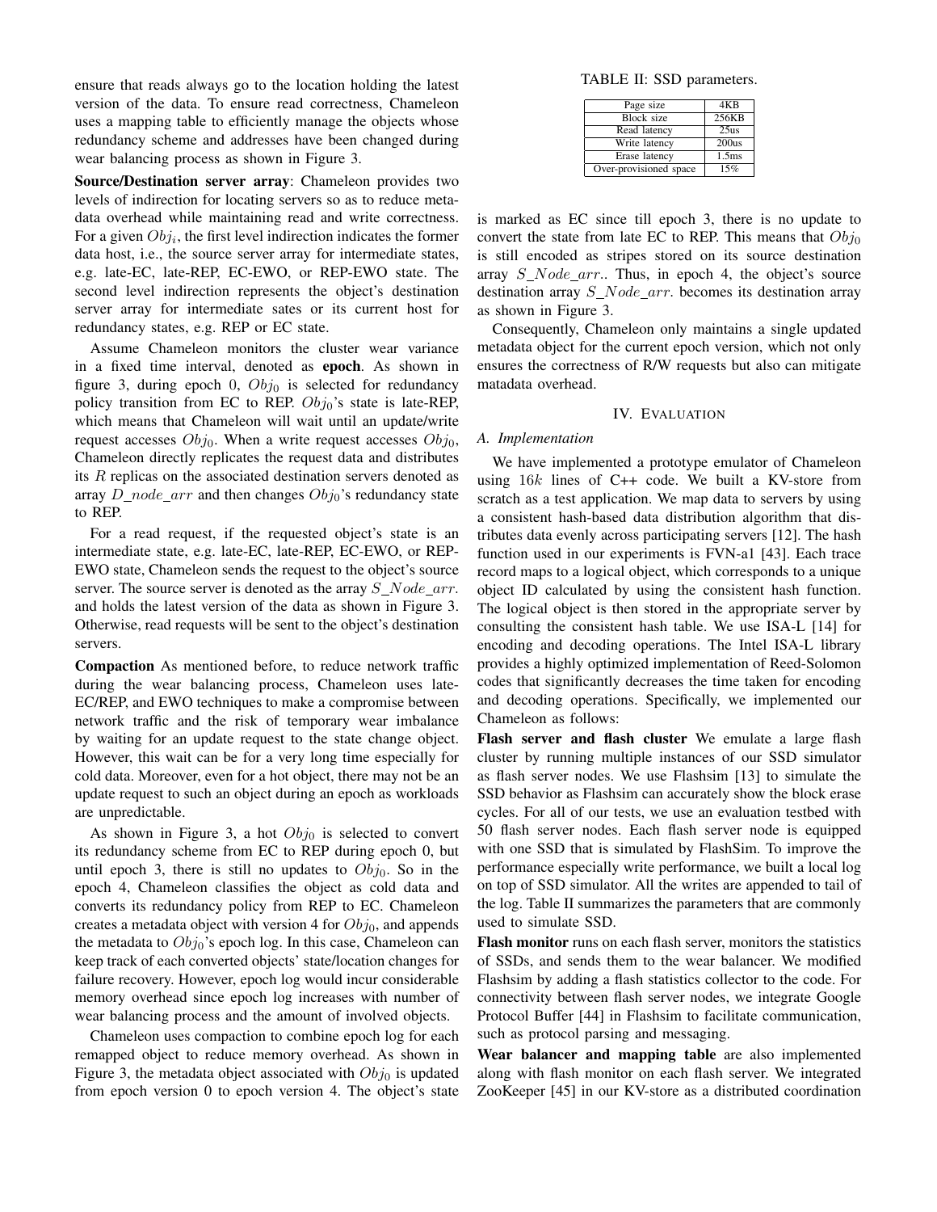ensure that reads always go to the location holding the latest version of the data. To ensure read correctness, Chameleon uses a mapping table to efficiently manage the objects whose redundancy scheme and addresses have been changed during wear balancing process as shown in Figure 3.

**Source/Destination server array**: Chameleon provides two levels of indirection for locating servers so as to reduce metadata overhead while maintaining read and write correctness. For a given $Obj_i$, the first level indirection indicates the former data host, i.e., the source server array for intermediate states, e.g. late-EC, late-REP, EC-EWO, or REP-EWO state. The second level indirection represents the object's destination server array for intermediate sates or its current host for redundancy states, e.g. REP or EC state.

Assume Chameleon monitors the cluster wear variance in a fixed time interval, denoted as **epoch**. As shown in figure 3, during epoch 0, $Obj_0$ is selected for redundancy policy transition from EC to REP. $Obj_0$'s state is late-REP, which means that Chameleon will wait until an update/write request accesses $Obj_0$. When a write request accesses $Obj_0$, Chameleon directly replicates the request data and distributes its $R$ replicas on the associated destination servers denoted as array $D\_node\_arr$ and then changes $Obj_0$'s redundancy state to REP.

For a read request, if the requested object's state is an intermediate state, e.g. late-EC, late-REP, EC-EWO, or REP-EWO state, Chameleon sends the request to the object's source server. The source server is denoted as the array $S\_Node\_arr.$ and holds the latest version of the data as shown in Figure 3. Otherwise, read requests will be sent to the object's destination servers.

**Compaction** As mentioned before, to reduce network traffic during the wear balancing process, Chameleon uses late-EC/REP, and EWO techniques to make a compromise between network traffic and the risk of temporary wear imbalance by waiting for an update request to the state change object. However, this wait can be for a very long time especially for cold data. Moreover, even for a hot object, there may not be an update request to such an object during an epoch as workloads are unpredictable.

As shown in Figure 3, a hot $Obj_0$ is selected to convert its redundancy scheme from EC to REP during epoch 0, but until epoch 3, there is still no updates to $Obj_0$. So in the epoch 4, Chameleon classifies the object as cold data and converts its redundancy policy from REP to EC. Chameleon creates a metadata object with version 4 for $Obj_0$, and appends the metadata to $Obj_0$'s epoch log. In this case, Chameleon can keep track of each converted objects' state/location changes for failure recovery. However, epoch log would incur considerable memory overhead since epoch log increases with number of wear balancing process and the amount of involved objects.

Chameleon uses compaction to combine epoch log for each remapped object to reduce memory overhead. As shown in Figure 3, the metadata object associated with $Obj_0$ is updated from epoch version 0 to epoch version 4. The object's state is marked as EC since till epoch 3, there is no update to convert the state from late EC to REP. This means that $Obj_0$ is still encoded as stripes stored on its source destination array $S\_Node\_arr.$. Thus, in epoch 4, the object's source destination array $S\_Node\_arr.$ becomes its destination array as shown in Figure 3.

Consequently, Chameleon only maintains a single updated metadata object for the current epoch version, which not only ensures the correctness of R/W requests but also can mitigate matadata overhead.

TABLE II: SSD parameters.

| Page size | 4KB |
|---|---|
| Block size | 256KB |
| Read latency | 25us |
| Write latency | 200us |
| Erase latency | 1.5ms |
| Over-provisioned space | 15% |

## IV. Evaluation

### A. Implementation

We have implemented a prototype emulator of Chameleon using $16k$ lines of C++ code. We built a KV-store from scratch as a test application. We map data to servers by using a consistent hash-based data distribution algorithm that distributes data evenly across participating servers [12]. The hash function used in our experiments is FVN-a1 [43]. Each trace record maps to a logical object, which corresponds to a unique object ID calculated by using the consistent hash function. The logical object is then stored in the appropriate server by consulting the consistent hash table. We use ISA-L [14] for encoding and decoding operations. The Intel ISA-L library provides a highly optimized implementation of Reed-Solomon codes that significantly decreases the time taken for encoding and decoding operations. Specifically, we implemented our Chameleon as follows:

**Flash server and flash cluster** We emulate a large flash cluster by running multiple instances of our SSD simulator as flash server nodes. We use Flashsim [13] to simulate the SSD behavior as Flashsim can accurately show the block erase cycles. For all of our tests, we use an evaluation testbed with 50 flash server nodes. Each flash server node is equipped with one SSD that is simulated by FlashSim. To improve the performance especially write performance, we built a local log on top of SSD simulator. All the writes are appended to tail of the log. Table II summarizes the parameters that are commonly used to simulate SSD.

**Flash monitor** runs on each flash server, monitors the statistics of SSDs, and sends them to the wear balancer. We modified Flashsim by adding a flash statistics collector to the code. For connectivity between flash server nodes, we integrate Google Protocol Buffer [44] in Flashsim to facilitate communication, such as protocol parsing and messaging.

**Wear balancer and mapping table** are also implemented along with flash monitor on each flash server. We integrated ZooKeeper [45] in our KV-store as a distributed coordination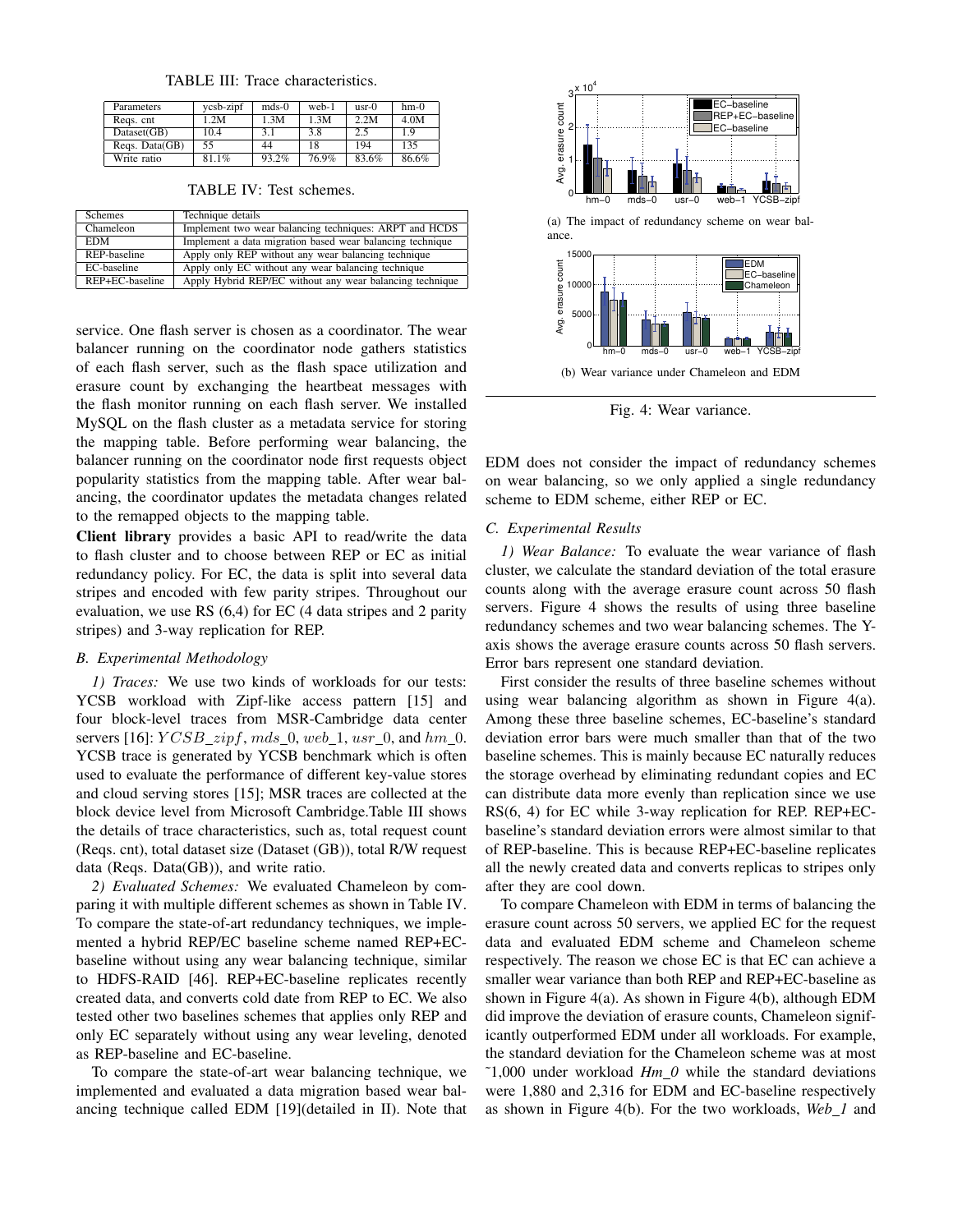TABLE III: Trace characteristics.

| Parameters | ycsb-zipf | mds-0 | web-1 | usr-0 | hm-0 |
|---|---|---|---|---|---|
| Reqs. cnt | 1.2M | 1.3M | 1.3M | 2.2M | 4.0M |
| Dataset(GB) | 10.4 | 3.1 | 3.8 | 2.5 | 1.9 |
| Reqs. Data(GB) | 55 | 44 | 18 | 194 | 135 |
| Write ratio | 81.1% | 93.2% | 76.9% | 83.6% | 86.6% |

TABLE IV: Test schemes.

| Schemes | Technique details |
|---|---|
| Chameleon | Implement two wear balancing techniques: ARPT and HCDS |
| EDM | Implement a data migration based wear balancing technique |
| REP-baseline | Apply only REP without any wear balancing technique |
| EC-baseline | Apply only EC without any wear balancing technique |
| REP+EC-baseline | Apply Hybrid REP/EC without any wear balancing technique |

service. One flash server is chosen as a coordinator. The wear balancer running on the coordinator node gathers statistics of each flash server, such as the flash space utilization and erasure count by exchanging the heartbeat messages with the flash monitor running on each flash server. We installed MySQL on the flash cluster as a metadata service for storing the mapping table. Before performing wear balancing, the balancer running on the coordinator node first requests object popularity statistics from the mapping table. After wear balancing, the coordinator updates the metadata changes related to the remapped objects to the mapping table.

**Client library** provides a basic API to read/write the data to flash cluster and to choose between REP or EC as initial redundancy policy. For EC, the data is split into several data stripes and encoded with few parity stripes. Throughout our evaluation, we use RS (6,4) for EC (4 data stripes and 2 parity stripes) and 3-way replication for REP.

### B. Experimental Methodology

*1) Traces:* We use two kinds of workloads for our tests: YCSB workload with Zipf-like access pattern [15] and four block-level traces from MSR-Cambridge data center servers [16]: $YCSB\_zipf$, $mds\_0$, $web\_1$, $usr\_0$, and $hm\_0$. YCSB trace is generated by YCSB benchmark which is often used to evaluate the performance of different key-value stores and cloud serving stores [15]; MSR traces are collected at the block device level from Microsoft Cambridge.Table III shows the details of trace characteristics, such as, total request count (Reqs. cnt), total dataset size (Dataset (GB)), total R/W request data (Reqs. Data(GB)), and write ratio.

*2) Evaluated Schemes:* We evaluated Chameleon by comparing it with multiple different schemes as shown in Table IV. To compare the state-of-art redundancy techniques, we implemented a hybrid REP/EC baseline scheme named REP+EC-baseline without using any wear balancing technique, similar to HDFS-RAID [46]. REP+EC-baseline replicates recently created data, and converts cold date from REP to EC. We also tested other two baselines schemes that applies only REP and only EC separately without using any wear leveling, denoted as REP-baseline and EC-baseline.

To compare the state-of-art wear balancing technique, we implemented and evaluated a data migration based wear balancing technique called EDM [19](detailed in II). Note that EDM does not consider the impact of redundancy schemes on wear balancing, so we only applied a single redundancy scheme to EDM scheme, either REP or EC.

(a) The impact of redundancy scheme on wear balance.

(b) Wear variance under Chameleon and EDM

Fig. 4: Wear variance.

### C. Experimental Results

*1) Wear Balance:* To evaluate the wear variance of flash cluster, we calculate the standard deviation of the total erasure counts along with the average erasure count across 50 flash servers. Figure 4 shows the results of using three baseline redundancy schemes and two wear balancing schemes. The Y-axis shows the average erasure counts across 50 flash servers. Error bars represent one standard deviation.

First consider the results of three baseline schemes without using wear balancing algorithm as shown in Figure 4(a). Among these three baseline schemes, EC-baseline's standard deviation error bars were much smaller than that of the two baseline schemes. This is mainly because EC naturally reduces the storage overhead by eliminating redundant copies and EC can distribute data more evenly than replication since we use RS(6, 4) for EC while 3-way replication for REP. REP+EC-baseline's standard deviation errors were almost similar to that of REP-baseline. This is because REP+EC-baseline replicates all the newly created data and converts replicas to stripes only after they are cool down.

To compare Chameleon with EDM in terms of balancing the erasure count across 50 servers, we applied EC for the request data and evaluated EDM scheme and Chameleon scheme respectively. The reason we chose EC is that EC can achieve a smaller wear variance than both REP and REP+EC-baseline as shown in Figure 4(a). As shown in Figure 4(b), although EDM did improve the deviation of erasure counts, Chameleon significantly outperformed EDM under all workloads. For example, the standard deviation for the Chameleon scheme was at most ˜1,000 under workload *Hm_0* while the standard deviations were 1,880 and 2,316 for EDM and EC-baseline respectively as shown in Figure 4(b). For the two workloads, *Web_1* and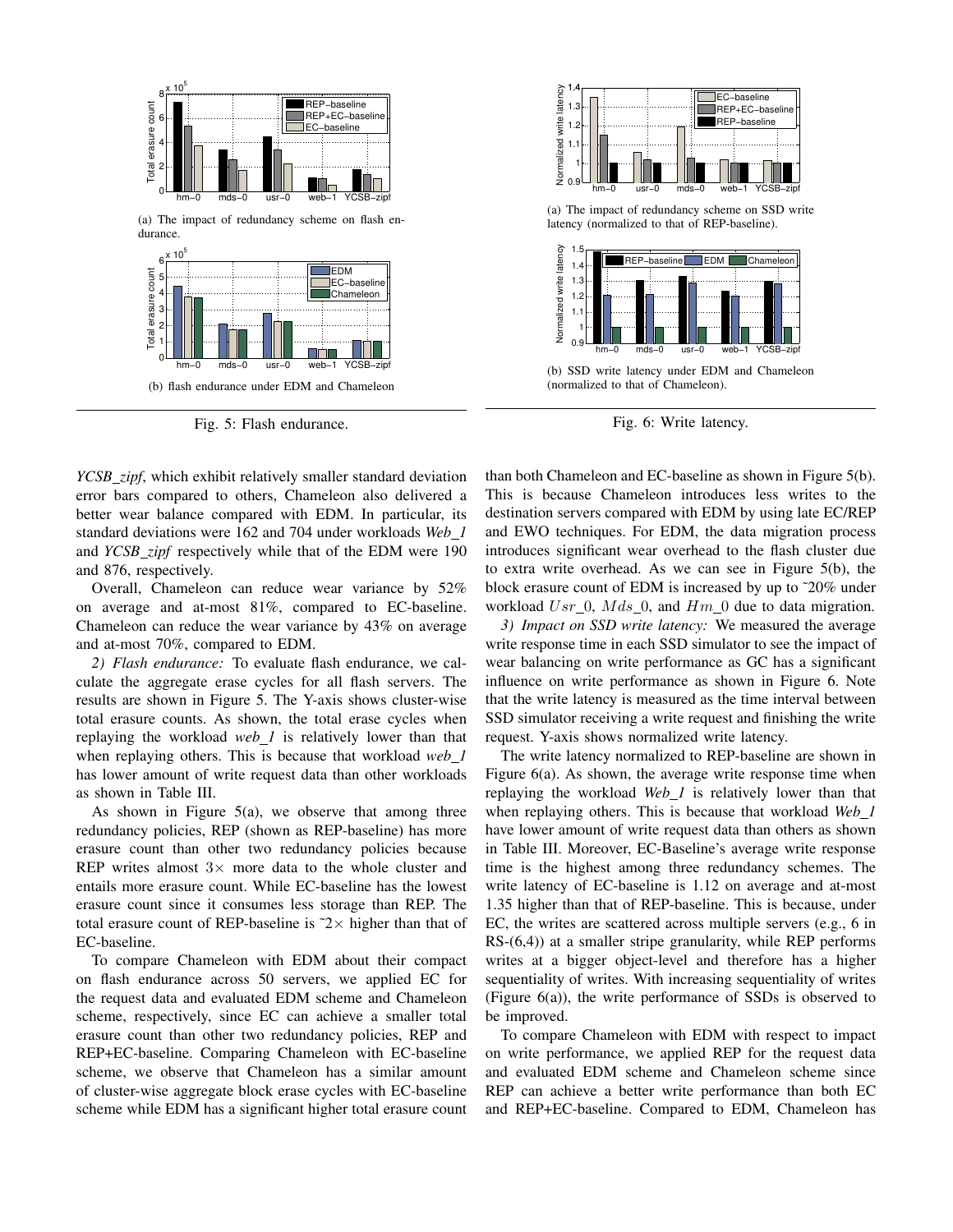(a) The impact of redundancy scheme on flash endurance.

(b) flash endurance under EDM and Chameleon

Fig. 5: Flash endurance.

(a) The impact of redundancy scheme on SSD write latency (normalized to that of REP-baseline).

(b) SSD write latency under EDM and Chameleon (normalized to that of Chameleon).

Fig. 6: Write latency.

*YCSB_zipf*, which exhibit relatively smaller standard deviation error bars compared to others, Chameleon also delivered a better wear balance compared with EDM. In particular, its standard deviations were 162 and 704 under workloads *Web_1* and *YCSB_zipf* respectively while that of the EDM were 190 and 876, respectively.

Overall, Chameleon can reduce wear variance by 52% on average and at-most 81%, compared to EC-baseline. Chameleon can reduce the wear variance by 43% on average and at-most 70%, compared to EDM.

*2) Flash endurance:* To evaluate flash endurance, we calculate the aggregate erase cycles for all flash servers. The results are shown in Figure 5. The Y-axis shows cluster-wise total erasure counts. As shown, the total erase cycles when replaying the workload *web_1* is relatively lower than that when replaying others. This is because that workload *web_1* has lower amount of write request data than other workloads as shown in Table III.

As shown in Figure 5(a), we observe that among three redundancy policies, REP (shown as REP-baseline) has more erasure count than other two redundancy policies because REP writes almost 3× more data to the whole cluster and entails more erasure count. While EC-baseline has the lowest erasure count since it consumes less storage than REP. The total erasure count of REP-baseline is ˜2× higher than that of EC-baseline.

To compare Chameleon with EDM about their compact on flash endurance across 50 servers, we applied EC for the request data and evaluated EDM scheme and Chameleon scheme, respectively, since EC can achieve a smaller total erasure count than other two redundancy policies, REP and REP+EC-baseline. Comparing Chameleon with EC-baseline scheme, we observe that Chameleon has a similar amount of cluster-wise aggregate block erase cycles with EC-baseline scheme while EDM has a significant higher total erasure count than both Chameleon and EC-baseline as shown in Figure 5(b). This is because Chameleon introduces less writes to the destination servers compared with EDM by using late EC/REP and EWO techniques. For EDM, the data migration process introduces significant wear overhead to the flash cluster due to extra write overhead. As we can see in Figure 5(b), the block erasure count of EDM is increased by up to ˜20% under workload $Usr\_0$, $Mds\_0$, and $Hm\_0$ due to data migration.

*3) Impact on SSD write latency:* We measured the average write response time in each SSD simulator to see the impact of wear balancing on write performance as GC has a significant influence on write performance as shown in Figure 6. Note that the write latency is measured as the time interval between SSD simulator receiving a write request and finishing the write request. Y-axis shows normalized write latency.

The write latency normalized to REP-baseline are shown in Figure 6(a). As shown, the average write response time when replaying the workload *Web_1* is relatively lower than that when replaying others. This is because that workload *Web_1* have lower amount of write request data than others as shown in Table III. Moreover, EC-Baseline's average write response time is the highest among three redundancy schemes. The write latency of EC-baseline is 1.12 on average and at-most 1.35 higher than that of REP-baseline. This is because, under EC, the writes are scattered across multiple servers (e.g., 6 in RS-(6,4)) at a smaller stripe granularity, while REP performs writes at a bigger object-level and therefore has a higher sequentiality of writes. With increasing sequentiality of writes (Figure 6(a)), the write performance of SSDs is observed to be improved.

To compare Chameleon with EDM with respect to impact on write performance, we applied REP for the request data and evaluated EDM scheme and Chameleon scheme since REP can achieve a better write performance than both EC and REP+EC-baseline. Compared to EDM, Chameleon has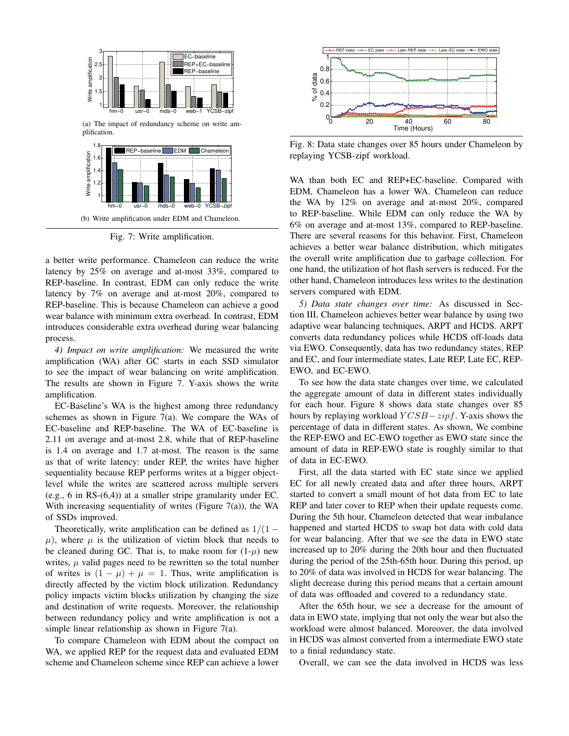(a) The impact of redundancy scheme on write amplification.

(b) Write amplification under EDM and Chameleon.

Fig. 7: Write amplification.

a better write performance. Chameleon can reduce the write latency by 25% on average and at-most 33%, compared to REP-baseline. In contrast, EDM can only reduce the write latency by 7% on average and at-most 20%, compared to REP-baseline. This is because Chameleon can achieve a good wear balance with minimum extra overhead. In contrast, EDM introduces considerable extra overhead during wear balancing process.

*4) Impact on write amplification:* We measured the write amplification (WA) after GC starts in each SSD simulator to see the impact of wear balancing on write amplification. The results are shown in Figure 7. Y-axis shows the write amplification.

EC-Baseline's WA is the highest among three redundancy schemes as shown in Figure 7(a). We compare the WAs of EC-baseline and REP-baseline. The WA of EC-baseline is 2.11 on average and at-most 2.8, while that of REP-baseline is 1.4 on average and 1.7 at-most. The reason is the same as that of write latency: under REP, the writes have higher sequentiality because REP performs writes at a bigger object-level while the writes are scattered across multiple servers (e.g., 6 in RS-(6,4)) at a smaller stripe granularity under EC. With increasing sequentiality of writes (Figure 7(a)), the WA of SSDs improved.

Theoretically, write amplification can be defined as $1/(1-\mu)$, where $\mu$ is the utilization of victim block that needs to be cleaned during GC. That is, to make room for (1-$\mu$) new writes, $\mu$ valid pages need to be rewritten so the total number of writes is $(1-\mu)+\mu = 1$. Thus, write amplification is directly affected by the victim block utilization. Redundancy policy impacts victim blocks utilization by changing the size and destination of write requests. Moreover, the relationship between redundancy policy and write amplification is not a simple linear relationship as shown in Figure 7(a).

To compare Chameleon with EDM about the compact on WA, we applied REP for the request data and evaluated EDM scheme and Chameleon scheme since REP can achieve a lower WA than both EC and REP+EC-baseline. Compared with EDM, Chameleon has a lower WA. Chameleon can reduce the WA by 12% on average and at-most 20%, compared to REP-baseline. While EDM can only reduce the WA by 6% on average and at-most 13%, compared to REP-baseline. There are several reasons for this behavior. First, Chameleon achieves a better wear balance distribution, which mitigates the overall write amplification due to garbage collection. For one hand, the utilization of hot flash servers is reduced. For the other hand, Chameleon introduces less writes to the destination servers compared with EDM.

Fig. 8: Data state changes over 85 hours under Chameleon by replaying YCSB-zipf workload.

*5) Data state changes over time:* As discussed in Section III, Chameleon achieves better wear balance by using two adaptive wear balancing techniques, ARPT and HCDS. ARPT converts data redundancy polices while HCDS off-loads data via EWO. Consequently, data has two redundancy states, REP and EC, and four intermediate states, Late REP, Late EC, REP-EWO, and EC-EWO.

To see how the data state changes over time, we calculated the aggregate amount of data in different states individually for each hour. Figure 8 shows data state changes over 85 hours by replaying workload $YCSB-zipf$. Y-axis shows the percentage of data in different states. As shown, We combine the REP-EWO and EC-EWO together as EWO state since the amount of data in REP-EWO state is roughly similar to that of data in EC-EWO.

First, all the data started with EC state since we applied EC for all newly created data and after three hours, ARPT started to convert a small mount of hot data from EC to late REP and later cover to REP when their update requests come. During the 5th hour, Chameleon detected that wear imbalance happened and started HCDS to swap hot data with cold data for wear balancing. After that we see the data in EWO state increased up to 20% during the 20th hour and then fluctuated during the period of the 25th-65th hour. During this period, up to 20% of data was involved in HCDS for wear balancing. The slight decrease during this period means that a certain amount of data was offloaded and covered to a redundancy state.

After the 65th hour, we see a decrease for the amount of data in EWO state, implying that not only the wear but also the workload were almost balanced. Moreover, the data involved in HCDS was almost converted from a intermediate EWO state to a finial redundancy state.

Overall, we can see the data involved in HCDS was less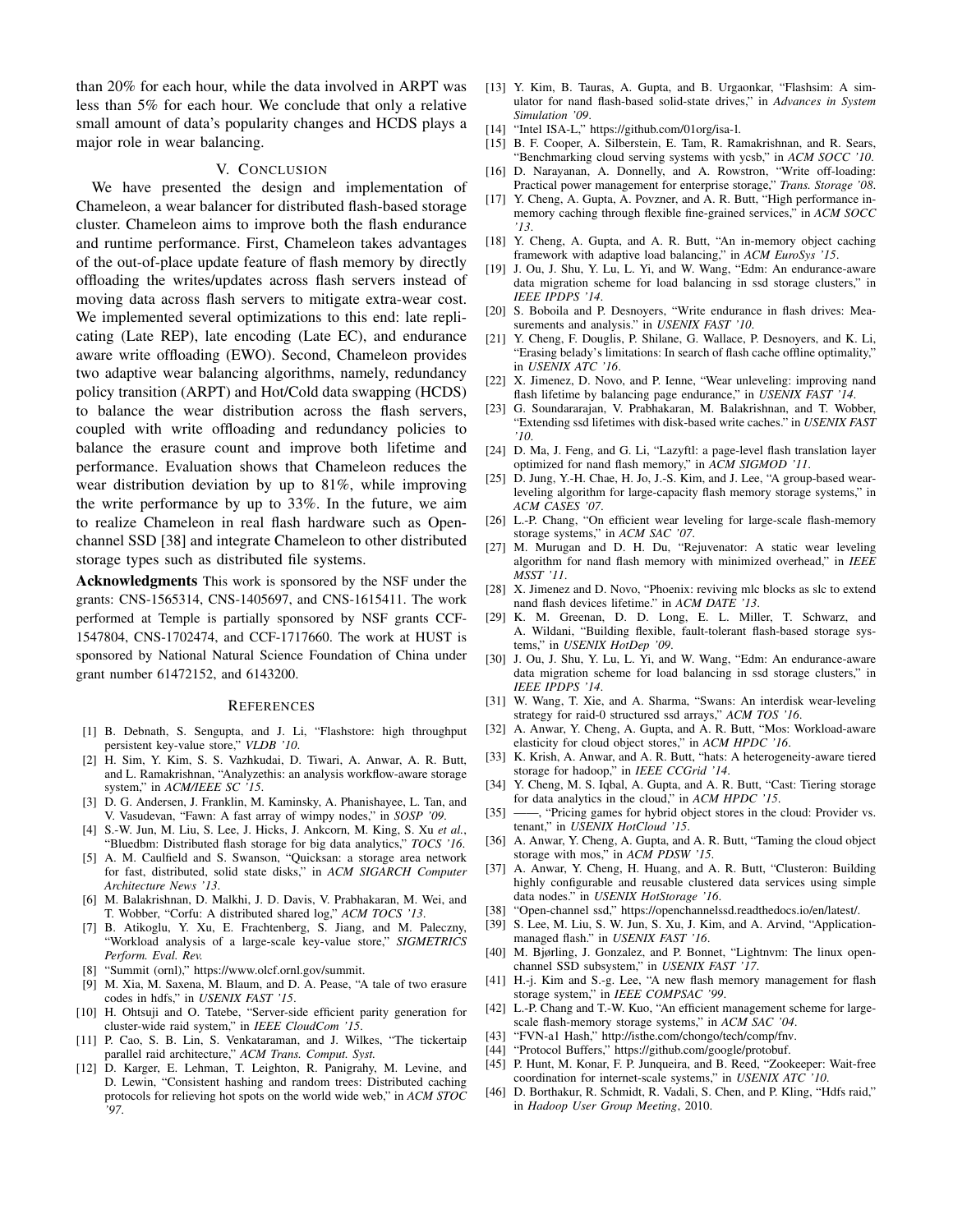than 20% for each hour, while the data involved in ARPT was less than 5% for each hour. We conclude that only a relative small amount of data's popularity changes and HCDS plays a major role in wear balancing.

## V. Conclusion

We have presented the design and implementation of Chameleon, a wear balancer for distributed flash-based storage cluster. Chameleon aims to improve both the flash endurance and runtime performance. First, Chameleon takes advantages of the out-of-place update feature of flash memory by directly offloading the writes/updates across flash servers instead of moving data across flash servers to mitigate extra-wear cost. We implemented several optimizations to this end: late replicating (Late REP), late encoding (Late EC), and endurance aware write offloading (EWO). Second, Chameleon provides two adaptive wear balancing algorithms, namely, redundancy policy transition (ARPT) and Hot/Cold data swapping (HCDS) to balance the wear distribution across the flash servers, coupled with write offloading and redundancy policies to balance the erasure count and improve both lifetime and performance. Evaluation shows that Chameleon reduces the wear distribution deviation by up to 81%, while improving the write performance by up to 33%. In the future, we aim to realize Chameleon in real flash hardware such as Open-channel SSD [38] and integrate Chameleon to other distributed storage types such as distributed file systems.

**Acknowledgments** This work is sponsored by the NSF under the grants: CNS-1565314, CNS-1405697, and CNS-1615411. The work performed at Temple is partially sponsored by NSF grants CCF-1547804, CNS-1702474, and CCF-1717660. The work at HUST is sponsored by National Natural Science Foundation of China under grant number 61472152, and 6143200.

## References

[1] B. Debnath, S. Sengupta, and J. Li, "Flashstore: high throughput persistent key-value store," *VLDB '10*.

[2] H. Sim, Y. Kim, S. S. Vazhkudai, D. Tiwari, A. Anwar, A. R. Butt, and L. Ramakrishnan, "Analyzethis: an analysis workflow-aware storage system," in *ACM/IEEE SC '15*.

[3] D. G. Andersen, J. Franklin, M. Kaminsky, A. Phanishayee, L. Tan, and V. Vasudevan, "Fawn: A fast array of wimpy nodes," in *SOSP '09*.

[4] S.-W. Jun, M. Liu, S. Lee, J. Hicks, J. Ankcorn, M. King, S. Xu *et al.*, "Bluedbm: Distributed flash storage for big data analytics," *TOCS '16*.

[5] A. M. Caulfield and S. Swanson, "Quicksan: a storage area network for fast, distributed, solid state disks," in *ACM SIGARCH Computer Architecture News '13*.

[6] M. Balakrishnan, D. Malkhi, J. D. Davis, V. Prabhakaran, M. Wei, and T. Wobber, "Corfu: A distributed shared log," *ACM TOCS '13*.

[7] B. Atikoglu, Y. Xu, E. Frachtenberg, S. Jiang, and M. Paleczny, "Workload analysis of a large-scale key-value store," *SIGMETRICS Perform. Eval. Rev.*

[8] "Summit (ornl)," https://www.olcf.ornl.gov/summit.

[9] M. Xia, M. Saxena, M. Blaum, and D. A. Pease, "A tale of two erasure codes in hdfs," in *USENIX FAST '15*.

[10] H. Ohtsuji and O. Tatebe, "Server-side efficient parity generation for cluster-wide raid system," in *IEEE CloudCom '15*.

[11] P. Cao, S. B. Lin, S. Venkataraman, and J. Wilkes, "The tickertaip parallel raid architecture," *ACM Trans. Comput. Syst.*

[12] D. Karger, E. Lehman, T. Leighton, R. Panigrahy, M. Levine, and D. Lewin, "Consistent hashing and random trees: Distributed caching protocols for relieving hot spots on the world wide web," in *ACM STOC '97*.

[13] Y. Kim, B. Tauras, A. Gupta, and B. Urgaonkar, "Flashsim: A simulator for nand flash-based solid-state drives," in *Advances in System Simulation '09*.

[14] "Intel ISA-L," https://github.com/01org/isa-l.

[15] B. F. Cooper, A. Silberstein, E. Tam, R. Ramakrishnan, and R. Sears, "Benchmarking cloud serving systems with ycsb," in *ACM SOCC '10*.

[16] D. Narayanan, A. Donnelly, and A. Rowstron, "Write off-loading: Practical power management for enterprise storage," *Trans. Storage '08*.

[17] Y. Cheng, A. Gupta, A. Povzner, and A. R. Butt, "High performance in-memory caching through flexible fine-grained services," in *ACM SOCC '13*.

[18] Y. Cheng, A. Gupta, and A. R. Butt, "An in-memory object caching framework with adaptive load balancing," in *ACM EuroSys '15*.

[19] J. Ou, J. Shu, Y. Lu, L. Yi, and W. Wang, "Edm: An endurance-aware data migration scheme for load balancing in ssd storage clusters," in *IEEE IPDPS '14*.

[20] S. Boboila and P. Desnoyers, "Write endurance in flash drives: Measurements and analysis." in *USENIX FAST '10*.

[21] Y. Cheng, F. Douglis, P. Shilane, G. Wallace, P. Desnoyers, and K. Li, "Erasing belady's limitations: In search of flash cache offline optimality," in *USENIX ATC '16*.

[22] X. Jimenez, D. Novo, and P. Ienne, "Wear unleveling: improving nand flash lifetime by balancing page endurance," in *USENIX FAST '14*.

[23] G. Soundararajan, V. Prabhakaran, M. Balakrishnan, and T. Wobber, "Extending ssd lifetimes with disk-based write caches." in *USENIX FAST '10*.

[24] D. Ma, J. Feng, and G. Li, "Lazyftl: a page-level flash translation layer optimized for nand flash memory," in *ACM SIGMOD '11*.

[25] D. Jung, Y.-H. Chae, H. Jo, J.-S. Kim, and J. Lee, "A group-based wear-leveling algorithm for large-capacity flash memory storage systems," in *ACM CASES '07*.

[26] L.-P. Chang, "On efficient wear leveling for large-scale flash-memory storage systems," in *ACM SAC '07*.

[27] M. Murugan and D. H. Du, "Rejuvenator: A static wear leveling algorithm for nand flash memory with minimized overhead," in *IEEE MSST '11*.

[28] X. Jimenez and D. Novo, "Phoenix: reviving mlc blocks as slc to extend nand flash devices lifetime." in *ACM DATE '13*.

[29] K. M. Greenan, D. D. Long, E. L. Miller, T. Schwarz, and A. Wildani, "Building flexible, fault-tolerant flash-based storage systems," in *USENIX HotDep '09*.

[30] J. Ou, J. Shu, Y. Lu, L. Yi, and W. Wang, "Edm: An endurance-aware data migration scheme for load balancing in ssd storage clusters," in *IEEE IPDPS '14*.

[31] W. Wang, T. Xie, and A. Sharma, "Swans: An interdisk wear-leveling strategy for raid-0 structured ssd arrays," *ACM TOS '16*.

[32] A. Anwar, Y. Cheng, A. Gupta, and A. R. Butt, "Mos: Workload-aware elasticity for cloud object stores," in *ACM HPDC '16*.

[33] K. Krish, A. Anwar, and A. R. Butt, "hats: A heterogeneity-aware tiered storage for hadoop," in *IEEE CCGrid '14*.

[34] Y. Cheng, M. S. Iqbal, A. Gupta, and A. R. Butt, "Cast: Tiering storage for data analytics in the cloud," in *ACM HPDC '15*.

[35] ——, "Pricing games for hybrid object stores in the cloud: Provider vs. tenant," in *USENIX HotCloud '15*.

[36] A. Anwar, Y. Cheng, A. Gupta, and A. R. Butt, "Taming the cloud object storage with mos," in *ACM PDSW '15*.

[37] A. Anwar, Y. Cheng, H. Huang, and A. R. Butt, "Clusteron: Building highly configurable and reusable clustered data services using simple data nodes." in *USENIX HotStorage '16*.

[38] "Open-channel ssd," https://openchannelssd.readthedocs.io/en/latest/.

[39] S. Lee, M. Liu, S. W. Jun, S. Xu, J. Kim, and A. Arvind, "Application-managed flash." in *USENIX FAST '16*.

[40] M. Bjørling, J. Gonzalez, and P. Bonnet, "Lightnvm: The linux open-channel SSD subsystem," in *USENIX FAST '17*.

[41] H.-j. Kim and S.-g. Lee, "A new flash memory management for flash storage system," in *IEEE COMPSAC '99*.

[42] L.-P. Chang and T.-W. Kuo, "An efficient management scheme for large-scale flash-memory storage systems," in *ACM SAC '04*.

[43] "FVN-a1 Hash," http://isthe.com/chongo/tech/comp/fnv.

[44] "Protocol Buffers," https://github.com/google/protobuf.

[45] P. Hunt, M. Konar, F. P. Junqueira, and B. Reed, "Zookeeper: Wait-free coordination for internet-scale systems," in *USENIX ATC '10*.

[46] D. Borthakur, R. Schmidt, R. Vadali, S. Chen, and P. Kling, "Hdfs raid," in *Hadoop User Group Meeting*, 2010.